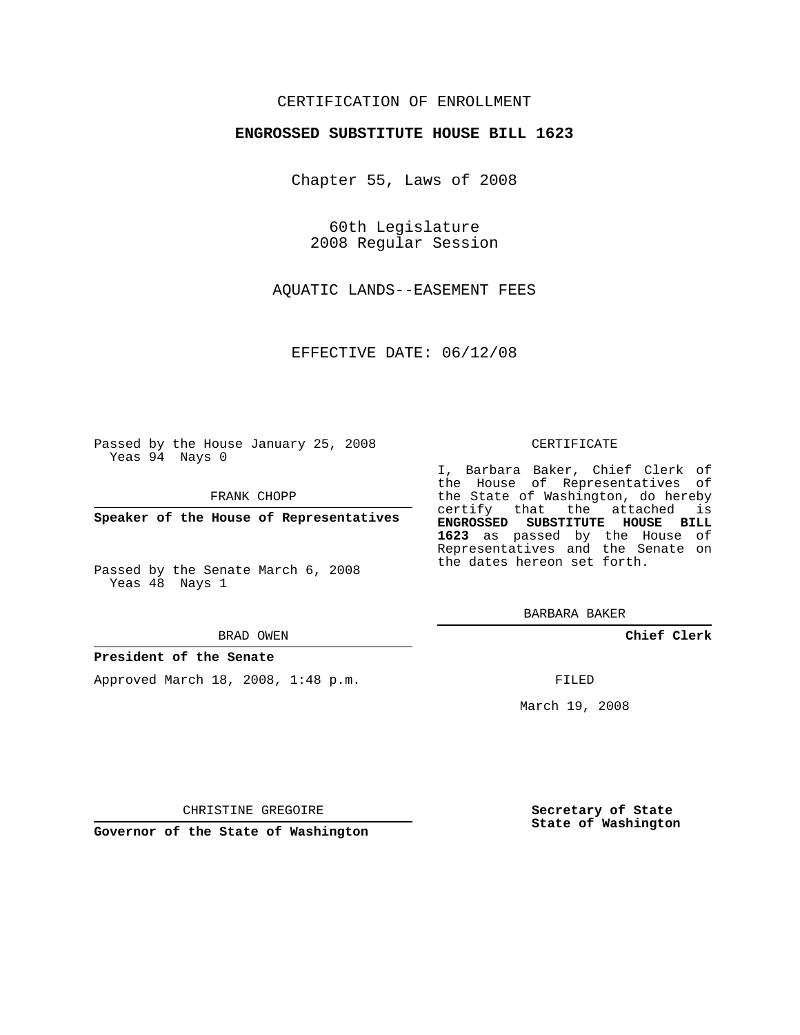CERTIFICATION OF ENROLLMENT

**ENGROSSED SUBSTITUTE HOUSE BILL 1623**

Chapter 55, Laws of 2008

60th Legislature
2008 Regular Session

AQUATIC LANDS--EASEMENT FEES

EFFECTIVE DATE: 06/12/08

Passed by the House January 25, 2008
Yeas 94 Nays 0

FRANK CHOPP

**Speaker of the House of Representatives**

Passed by the Senate March 6, 2008
Yeas 48 Nays 1

BRAD OWEN

**President of the Senate**

Approved March 18, 2008, 1:48 p.m.

CHRISTINE GREGOIRE

**Governor of the State of Washington**

CERTIFICATE

I, Barbara Baker, Chief Clerk of the House of Representatives of the State of Washington, do hereby certify that the attached is **ENGROSSED SUBSTITUTE HOUSE BILL 1623** as passed by the House of Representatives and the Senate on the dates hereon set forth.

BARBARA BAKER

**Chief Clerk**

FILED

March 19, 2008

**Secretary of State**
**State of Washington**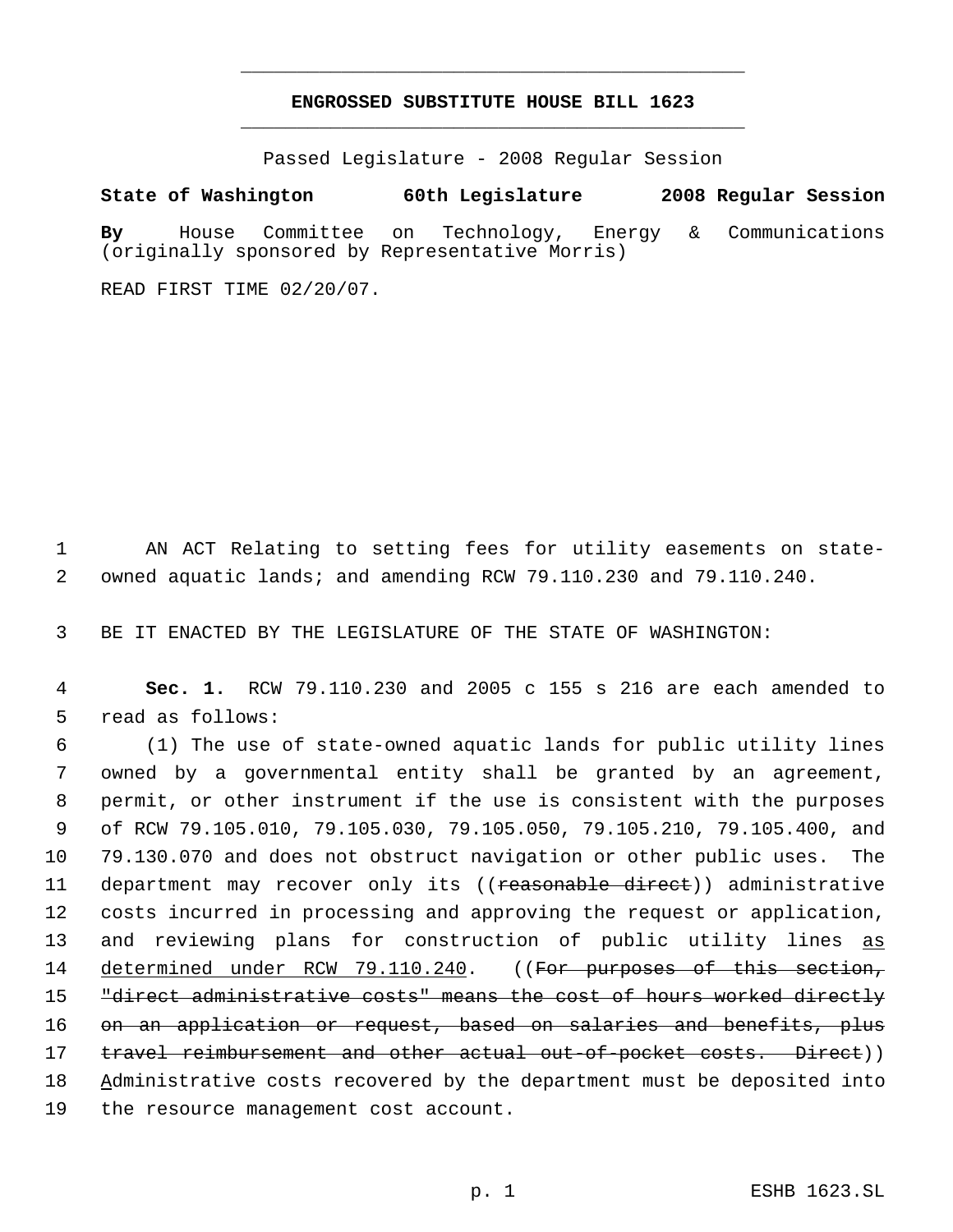# ENGROSSED SUBSTITUTE HOUSE BILL 1623

Passed Legislature - 2008 Regular Session

**State of Washington 60th Legislature 2008 Regular Session**

**By** House Committee on Technology, Energy & Communications (originally sponsored by Representative Morris)

READ FIRST TIME 02/20/07.

AN ACT Relating to setting fees for utility easements on state-owned aquatic lands; and amending RCW 79.110.230 and 79.110.240.

BE IT ENACTED BY THE LEGISLATURE OF THE STATE OF WASHINGTON:

**Sec. 1.** RCW 79.110.230 and 2005 c 155 s 216 are each amended to read as follows:

(1) The use of state-owned aquatic lands for public utility lines owned by a governmental entity shall be granted by an agreement, permit, or other instrument if the use is consistent with the purposes of RCW 79.105.010, 79.105.030, 79.105.050, 79.105.210, 79.105.400, and 79.130.070 and does not obstruct navigation or other public uses. The department may recover only its ((~~reasonable direct~~)) administrative costs incurred in processing and approving the request or application, and reviewing plans for construction of public utility lines <u>as determined under RCW 79.110.240</u>. ((~~For purposes of this section, "direct administrative costs" means the cost of hours worked directly on an application or request, based on salaries and benefits, plus travel reimbursement and other actual out-of-pocket costs. Direct~~)) <u>A</u>dministrative costs recovered by the department must be deposited into the resource management cost account.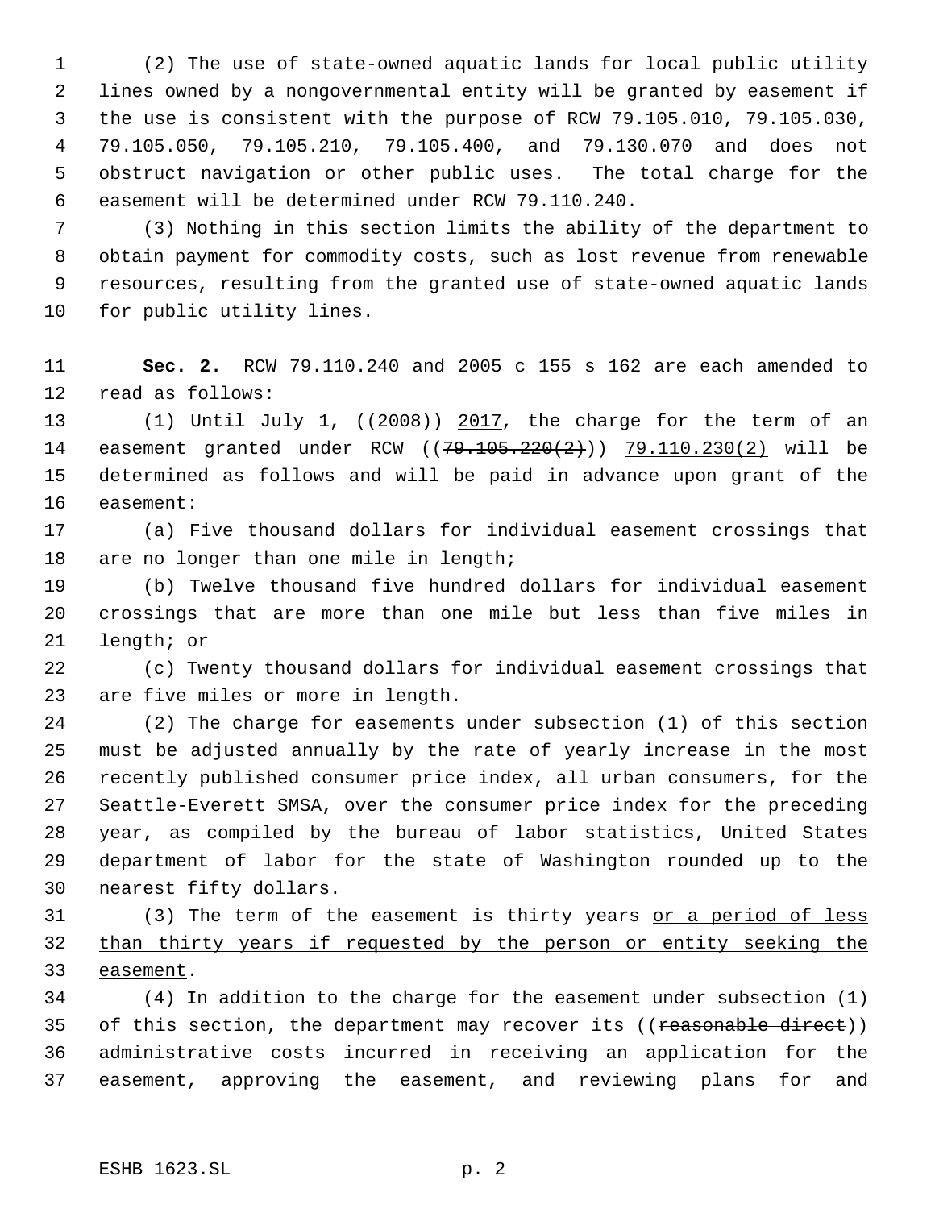(2) The use of state-owned aquatic lands for local public utility lines owned by a nongovernmental entity will be granted by easement if the use is consistent with the purpose of RCW 79.105.010, 79.105.030, 79.105.050, 79.105.210, 79.105.400, and 79.130.070 and does not obstruct navigation or other public uses. The total charge for the easement will be determined under RCW 79.110.240.

(3) Nothing in this section limits the ability of the department to obtain payment for commodity costs, such as lost revenue from renewable resources, resulting from the granted use of state-owned aquatic lands for public utility lines.

**Sec. 2.** RCW 79.110.240 and 2005 c 155 s 162 are each amended to read as follows:

(1) Until July 1, ((~~2008~~)) <u>2017</u>, the charge for the term of an easement granted under RCW ((~~79.105.220(2)~~)) <u>79.110.230(2)</u> will be determined as follows and will be paid in advance upon grant of the easement:

(a) Five thousand dollars for individual easement crossings that are no longer than one mile in length;

(b) Twelve thousand five hundred dollars for individual easement crossings that are more than one mile but less than five miles in length; or

(c) Twenty thousand dollars for individual easement crossings that are five miles or more in length.

(2) The charge for easements under subsection (1) of this section must be adjusted annually by the rate of yearly increase in the most recently published consumer price index, all urban consumers, for the Seattle-Everett SMSA, over the consumer price index for the preceding year, as compiled by the bureau of labor statistics, United States department of labor for the state of Washington rounded up to the nearest fifty dollars.

(3) The term of the easement is thirty years <u>or a period of less than thirty years if requested by the person or entity seeking the easement</u>.

(4) In addition to the charge for the easement under subsection (1) of this section, the department may recover its ((~~reasonable direct~~)) administrative costs incurred in receiving an application for the easement, approving the easement, and reviewing plans for and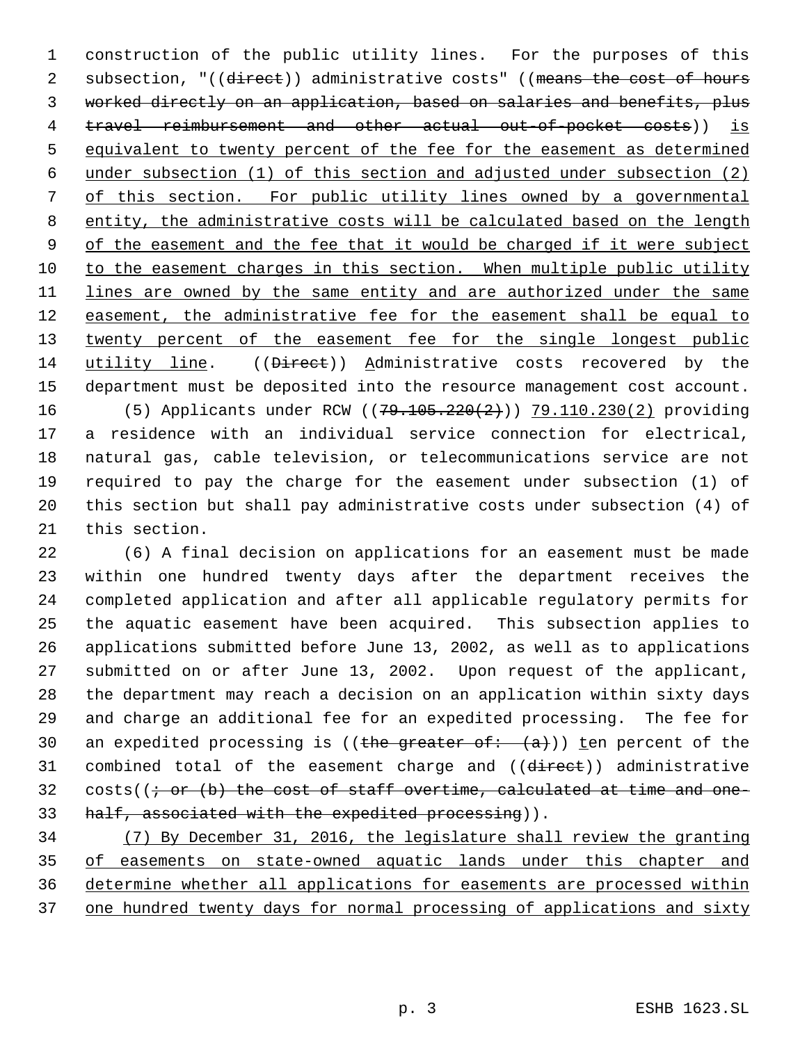construction of the public utility lines. For the purposes of this subsection, "((~~direct~~)) administrative costs" ((~~means the cost of hours worked directly on an application, based on salaries and benefits, plus travel reimbursement and other actual out-of-pocket costs~~)) <u>is equivalent to twenty percent of the fee for the easement as determined under subsection (1) of this section and adjusted under subsection (2) of this section. For public utility lines owned by a governmental entity, the administrative costs will be calculated based on the length of the easement and the fee that it would be charged if it were subject to the easement charges in this section. When multiple public utility lines are owned by the same entity and are authorized under the same easement, the administrative fee for the easement shall be equal to twenty percent of the easement fee for the single longest public utility line</u>. ((~~Direct~~)) <u>A</u>dministrative costs recovered by the department must be deposited into the resource management cost account.

(5) Applicants under RCW ((~~79.105.220(2)~~)) <u>79.110.230(2)</u> providing a residence with an individual service connection for electrical, natural gas, cable television, or telecommunications service are not required to pay the charge for the easement under subsection (1) of this section but shall pay administrative costs under subsection (4) of this section.

(6) A final decision on applications for an easement must be made within one hundred twenty days after the department receives the completed application and after all applicable regulatory permits for the aquatic easement have been acquired. This subsection applies to applications submitted before June 13, 2002, as well as to applications submitted on or after June 13, 2002. Upon request of the applicant, the department may reach a decision on an application within sixty days and charge an additional fee for an expedited processing. The fee for an expedited processing is ((~~the greater of: (a)~~)) <u>t</u>en percent of the combined total of the easement charge and ((~~direct~~)) administrative costs((~~; or (b) the cost of staff overtime, calculated at time and one-half, associated with the expedited processing~~)).

<u>(7) By December 31, 2016, the legislature shall review the granting of easements on state-owned aquatic lands under this chapter and determine whether all applications for easements are processed within one hundred twenty days for normal processing of applications and sixty</u>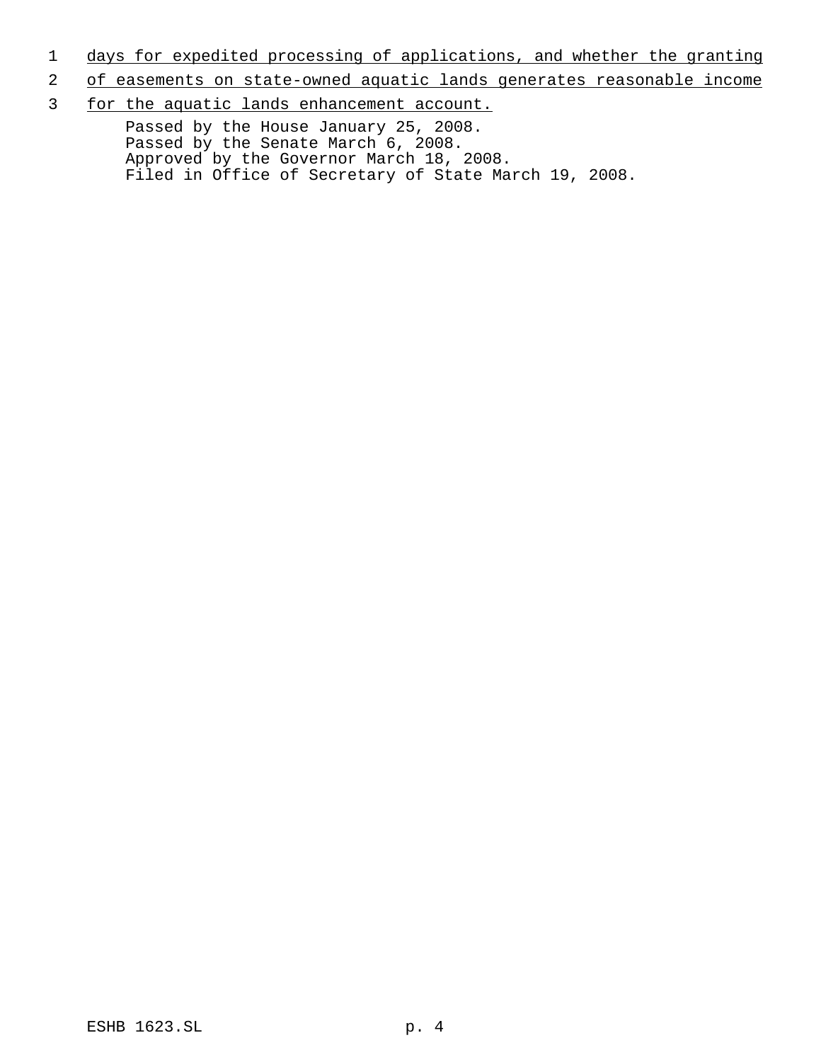days for expedited processing of applications, and whether the granting of easements on state-owned aquatic lands generates reasonable income for the aquatic lands enhancement account.

Passed by the House January 25, 2008.
Passed by the Senate March 6, 2008.
Approved by the Governor March 18, 2008.
Filed in Office of Secretary of State March 19, 2008.